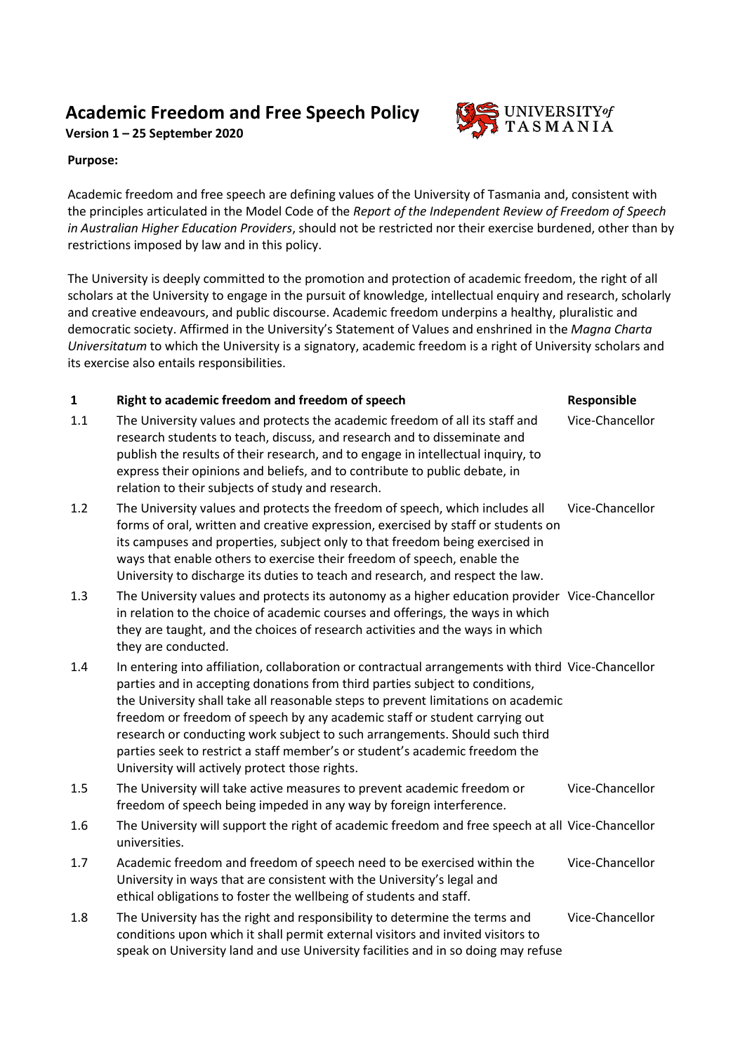# Academic Freedom and Free Speech Policy

**Version 1 – 25 September 2020**

**Purpose:**

Academic freedom and free speech are defining values of the University of Tasmania and, consistent with the principles articulated in the Model Code of the *Report of the Independent Review of Freedom of Speech in Australian Higher Education Providers*, should not be restricted nor their exercise burdened, other than by restrictions imposed by law and in this policy.

The University is deeply committed to the promotion and protection of academic freedom, the right of all scholars at the University to engage in the pursuit of knowledge, intellectual enquiry and research, scholarly and creative endeavours, and public discourse. Academic freedom underpins a healthy, pluralistic and democratic society. Affirmed in the University's Statement of Values and enshrined in the *Magna Charta Universitatum* to which the University is a signatory, academic freedom is a right of University scholars and its exercise also entails responsibilities.

| **1** | **Right to academic freedom and freedom of speech** | **Responsible** |
|---|---|---|
| 1.1 | The University values and protects the academic freedom of all its staff and research students to teach, discuss, and research and to disseminate and publish the results of their research, and to engage in intellectual inquiry, to express their opinions and beliefs, and to contribute to public debate, in relation to their subjects of study and research. | Vice-Chancellor |
| 1.2 | The University values and protects the freedom of speech, which includes all forms of oral, written and creative expression, exercised by staff or students on its campuses and properties, subject only to that freedom being exercised in ways that enable others to exercise their freedom of speech, enable the University to discharge its duties to teach and research, and respect the law. | Vice-Chancellor |
| 1.3 | The University values and protects its autonomy as a higher education provider in relation to the choice of academic courses and offerings, the ways in which they are taught, and the choices of research activities and the ways in which they are conducted. | Vice-Chancellor |
| 1.4 | In entering into affiliation, collaboration or contractual arrangements with third parties and in accepting donations from third parties subject to conditions, the University shall take all reasonable steps to prevent limitations on academic freedom or freedom of speech by any academic staff or student carrying out research or conducting work subject to such arrangements. Should such third parties seek to restrict a staff member's or student's academic freedom the University will actively protect those rights. | Vice-Chancellor |
| 1.5 | The University will take active measures to prevent academic freedom or freedom of speech being impeded in any way by foreign interference. | Vice-Chancellor |
| 1.6 | The University will support the right of academic freedom and free speech at all universities. | Vice-Chancellor |
| 1.7 | Academic freedom and freedom of speech need to be exercised within the University in ways that are consistent with the University's legal and ethical obligations to foster the wellbeing of students and staff. | Vice-Chancellor |
| 1.8 | The University has the right and responsibility to determine the terms and conditions upon which it shall permit external visitors and invited visitors to speak on University land and use University facilities and in so doing may refuse | Vice-Chancellor |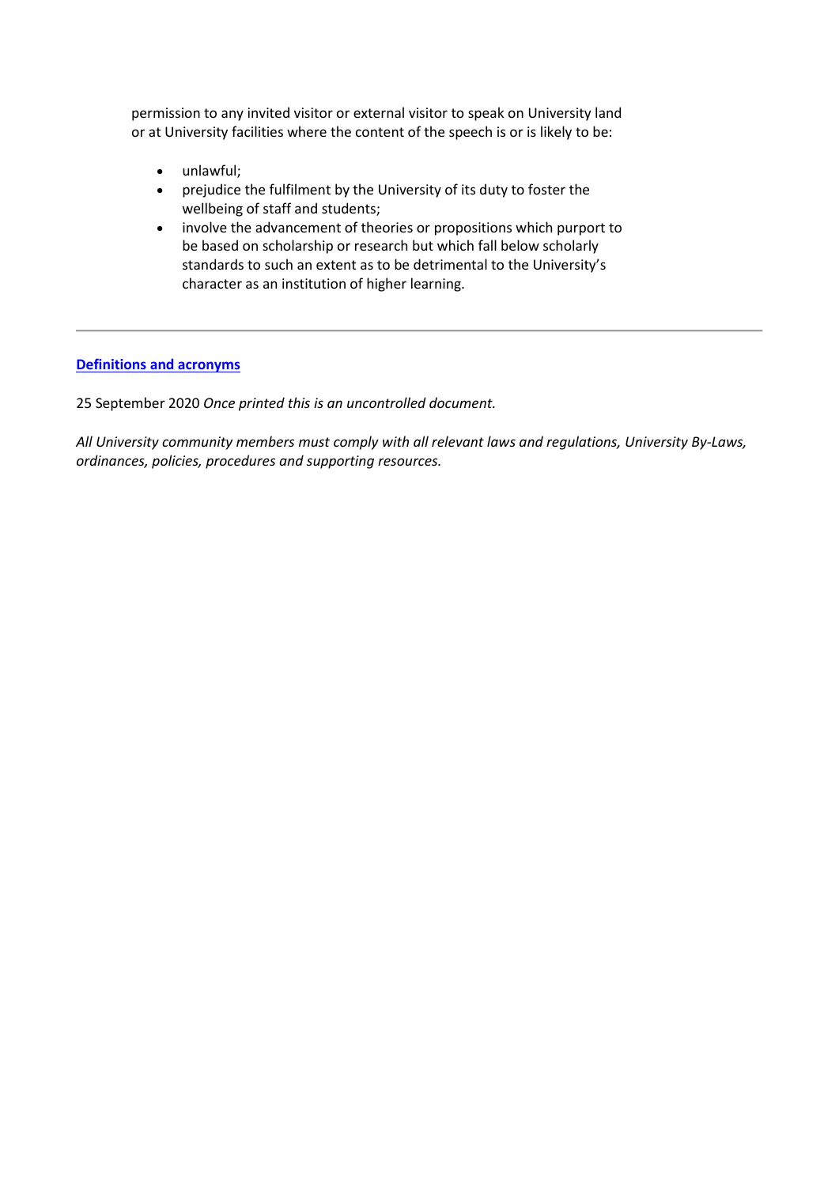permission to any invited visitor or external visitor to speak on University land or at University facilities where the content of the speech is or is likely to be:

- unlawful;
- prejudice the fulfilment by the University of its duty to foster the wellbeing of staff and students;
- involve the advancement of theories or propositions which purport to be based on scholarship or research but which fall below scholarly standards to such an extent as to be detrimental to the University's character as an institution of higher learning.

---

**Definitions and acronyms**

25 September 2020 *Once printed this is an uncontrolled document.*

*All University community members must comply with all relevant laws and regulations, University By-Laws, ordinances, policies, procedures and supporting resources.*